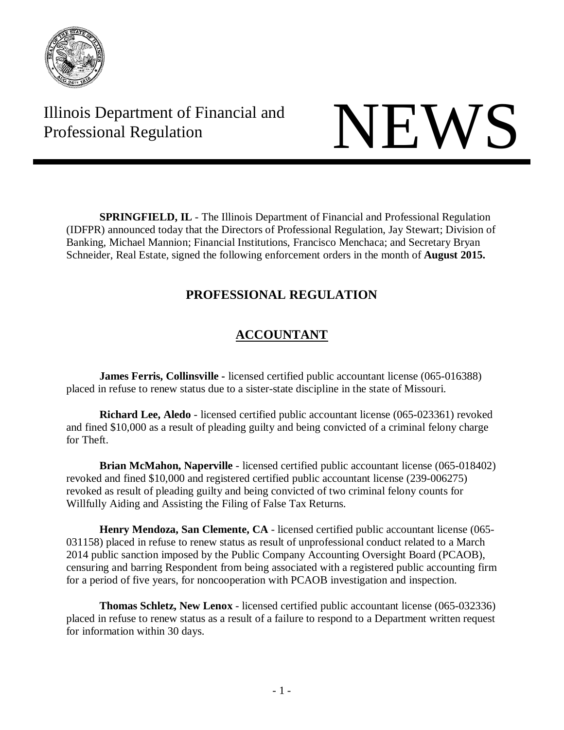Illinois Department of Financial and Professional Regulation

# NEWS

**SPRINGFIELD, IL** - The Illinois Department of Financial and Professional Regulation (IDFPR) announced today that the Directors of Professional Regulation, Jay Stewart; Division of Banking, Michael Mannion; Financial Institutions, Francisco Menchaca; and Secretary Bryan Schneider, Real Estate, signed the following enforcement orders in the month of **August 2015.**

## PROFESSIONAL REGULATION

### ACCOUNTANT

**James Ferris, Collinsville -** licensed certified public accountant license (065-016388) placed in refuse to renew status due to a sister-state discipline in the state of Missouri.

**Richard Lee, Aledo** - licensed certified public accountant license (065-023361) revoked and fined $10,000 as a result of pleading guilty and being convicted of a criminal felony charge for Theft.

**Brian McMahon, Naperville** - licensed certified public accountant license (065-018402) revoked and fined $10,000 and registered certified public accountant license (239-006275) revoked as result of pleading guilty and being convicted of two criminal felony counts for Willfully Aiding and Assisting the Filing of False Tax Returns.

**Henry Mendoza, San Clemente, CA** - licensed certified public accountant license (065-031158) placed in refuse to renew status as result of unprofessional conduct related to a March 2014 public sanction imposed by the Public Company Accounting Oversight Board (PCAOB), censuring and barring Respondent from being associated with a registered public accounting firm for a period of five years, for noncooperation with PCAOB investigation and inspection.

**Thomas Schletz, New Lenox** - licensed certified public accountant license (065-032336) placed in refuse to renew status as a result of a failure to respond to a Department written request for information within 30 days.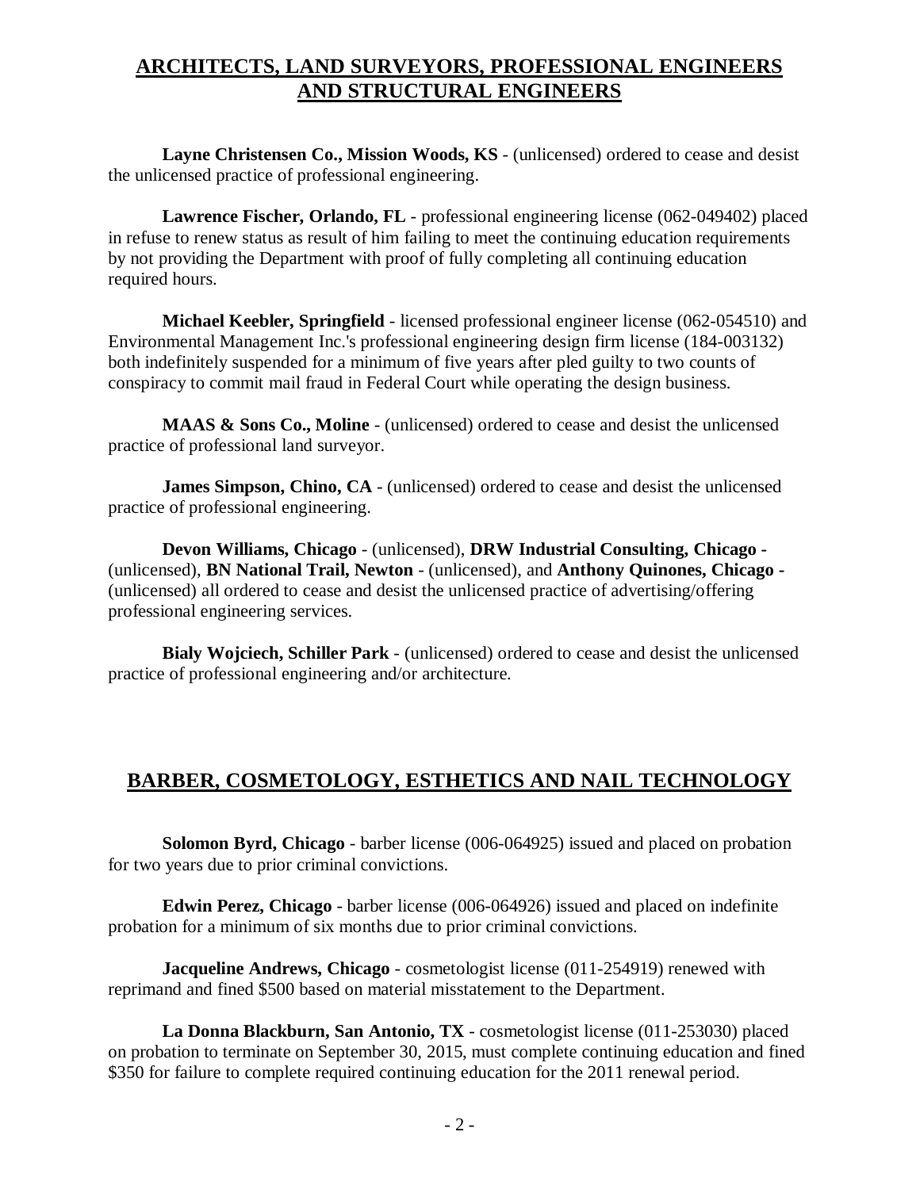## ARCHITECTS, LAND SURVEYORS, PROFESSIONAL ENGINEERS AND STRUCTURAL ENGINEERS

**Layne Christensen Co., Mission Woods, KS** - (unlicensed) ordered to cease and desist the unlicensed practice of professional engineering.

**Lawrence Fischer, Orlando, FL** - professional engineering license (062-049402) placed in refuse to renew status as result of him failing to meet the continuing education requirements by not providing the Department with proof of fully completing all continuing education required hours.

**Michael Keebler, Springfield** - licensed professional engineer license (062-054510) and Environmental Management Inc.'s professional engineering design firm license (184-003132) both indefinitely suspended for a minimum of five years after pled guilty to two counts of conspiracy to commit mail fraud in Federal Court while operating the design business.

**MAAS & Sons Co., Moline** - (unlicensed) ordered to cease and desist the unlicensed practice of professional land surveyor.

**James Simpson, Chino, CA** - (unlicensed) ordered to cease and desist the unlicensed practice of professional engineering.

**Devon Williams, Chicago** - (unlicensed), **DRW Industrial Consulting, Chicago -** (unlicensed), **BN National Trail, Newton** - (unlicensed), and **Anthony Quinones, Chicago -** (unlicensed) all ordered to cease and desist the unlicensed practice of advertising/offering professional engineering services.

**Bialy Wojciech, Schiller Park** - (unlicensed) ordered to cease and desist the unlicensed practice of professional engineering and/or architecture.

## BARBER, COSMETOLOGY, ESTHETICS AND NAIL TECHNOLOGY

**Solomon Byrd, Chicago** - barber license (006-064925) issued and placed on probation for two years due to prior criminal convictions.

**Edwin Perez, Chicago** - barber license (006-064926) issued and placed on indefinite probation for a minimum of six months due to prior criminal convictions.

**Jacqueline Andrews, Chicago** - cosmetologist license (011-254919) renewed with reprimand and fined $500 based on material misstatement to the Department.

**La Donna Blackburn, San Antonio, TX** - cosmetologist license (011-253030) placed on probation to terminate on September 30, 2015, must complete continuing education and fined $350 for failure to complete required continuing education for the 2011 renewal period.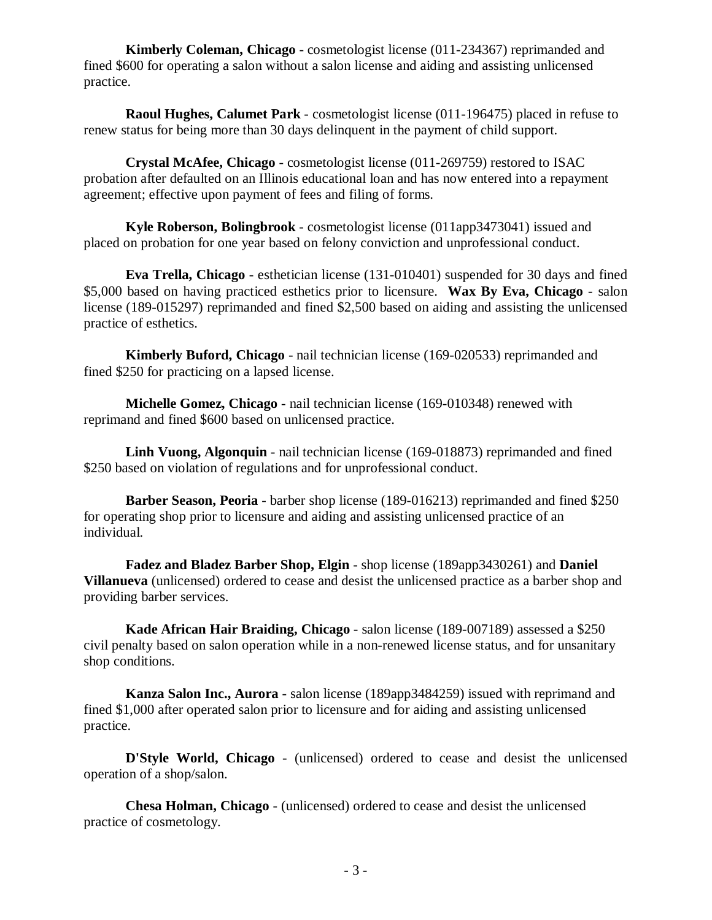**Kimberly Coleman, Chicago** - cosmetologist license (011-234367) reprimanded and fined $600 for operating a salon without a salon license and aiding and assisting unlicensed practice.

**Raoul Hughes, Calumet Park** - cosmetologist license (011-196475) placed in refuse to renew status for being more than 30 days delinquent in the payment of child support.

**Crystal McAfee, Chicago** - cosmetologist license (011-269759) restored to ISAC probation after defaulted on an Illinois educational loan and has now entered into a repayment agreement; effective upon payment of fees and filing of forms.

**Kyle Roberson, Bolingbrook** - cosmetologist license (011app3473041) issued and placed on probation for one year based on felony conviction and unprofessional conduct.

**Eva Trella, Chicago** - esthetician license (131-010401) suspended for 30 days and fined $5,000 based on having practiced esthetics prior to licensure. **Wax By Eva, Chicago** - salon license (189-015297) reprimanded and fined $2,500 based on aiding and assisting the unlicensed practice of esthetics.

**Kimberly Buford, Chicago** - nail technician license (169-020533) reprimanded and fined $250 for practicing on a lapsed license.

**Michelle Gomez, Chicago** - nail technician license (169-010348) renewed with reprimand and fined $600 based on unlicensed practice.

**Linh Vuong, Algonquin** - nail technician license (169-018873) reprimanded and fined $250 based on violation of regulations and for unprofessional conduct.

**Barber Season, Peoria** - barber shop license (189-016213) reprimanded and fined $250 for operating shop prior to licensure and aiding and assisting unlicensed practice of an individual.

**Fadez and Bladez Barber Shop, Elgin** - shop license (189app3430261) and **Daniel Villanueva** (unlicensed) ordered to cease and desist the unlicensed practice as a barber shop and providing barber services.

**Kade African Hair Braiding, Chicago** - salon license (189-007189) assessed a $250 civil penalty based on salon operation while in a non-renewed license status, and for unsanitary shop conditions.

**Kanza Salon Inc., Aurora** - salon license (189app3484259) issued with reprimand and fined $1,000 after operated salon prior to licensure and for aiding and assisting unlicensed practice.

**D'Style World, Chicago** - (unlicensed) ordered to cease and desist the unlicensed operation of a shop/salon.

**Chesa Holman, Chicago** - (unlicensed) ordered to cease and desist the unlicensed practice of cosmetology.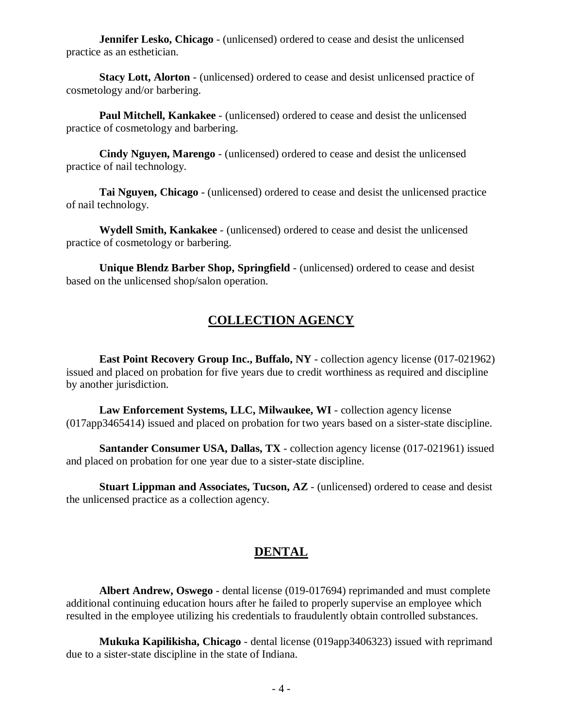**Jennifer Lesko, Chicago** - (unlicensed) ordered to cease and desist the unlicensed practice as an esthetician.

**Stacy Lott, Alorton** - (unlicensed) ordered to cease and desist unlicensed practice of cosmetology and/or barbering.

**Paul Mitchell, Kankakee** - (unlicensed) ordered to cease and desist the unlicensed practice of cosmetology and barbering.

**Cindy Nguyen, Marengo** - (unlicensed) ordered to cease and desist the unlicensed practice of nail technology.

**Tai Nguyen, Chicago** - (unlicensed) ordered to cease and desist the unlicensed practice of nail technology.

**Wydell Smith, Kankakee** - (unlicensed) ordered to cease and desist the unlicensed practice of cosmetology or barbering.

**Unique Blendz Barber Shop, Springfield** - (unlicensed) ordered to cease and desist based on the unlicensed shop/salon operation.

## COLLECTION AGENCY

**East Point Recovery Group Inc., Buffalo, NY** - collection agency license (017-021962) issued and placed on probation for five years due to credit worthiness as required and discipline by another jurisdiction.

**Law Enforcement Systems, LLC, Milwaukee, WI** - collection agency license (017app3465414) issued and placed on probation for two years based on a sister-state discipline.

**Santander Consumer USA, Dallas, TX** - collection agency license (017-021961) issued and placed on probation for one year due to a sister-state discipline.

**Stuart Lippman and Associates, Tucson, AZ** - (unlicensed) ordered to cease and desist the unlicensed practice as a collection agency.

## DENTAL

**Albert Andrew, Oswego** - dental license (019-017694) reprimanded and must complete additional continuing education hours after he failed to properly supervise an employee which resulted in the employee utilizing his credentials to fraudulently obtain controlled substances.

**Mukuka Kapilikisha, Chicago** - dental license (019app3406323) issued with reprimand due to a sister-state discipline in the state of Indiana.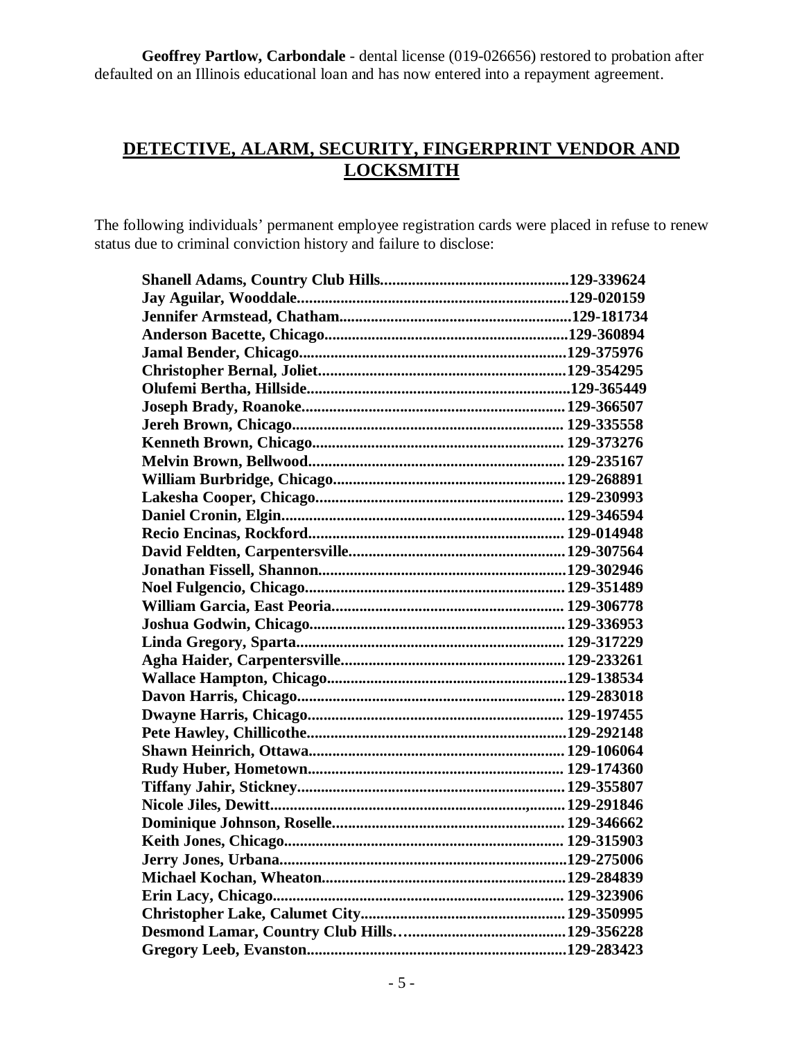**Geoffrey Partlow, Carbondale** - dental license (019-026656) restored to probation after defaulted on an Illinois educational loan and has now entered into a repayment agreement.

## DETECTIVE, ALARM, SECURITY, FINGERPRINT VENDOR AND LOCKSMITH

The following individuals' permanent employee registration cards were placed in refuse to renew status due to criminal conviction history and failure to disclose:

**Shanell Adams, Country Club Hills................................................129-339624**
**Jay Aguilar, Wooddale.....................................................................129-020159**
**Jennifer Armstead, Chatham...........................................................129-181734**
**Anderson Bacette, Chicago..............................................................129-360894**
**Jamal Bender, Chicago....................................................................129-375976**
**Christopher Bernal, Joliet...............................................................129-354295**
**Olufemi Bertha, Hillside..................................................................129-365449**
**Joseph Brady, Roanoke...................................................................129-366507**
**Jereh Brown, Chicago.....................................................................129-335558**
**Kenneth Brown, Chicago................................................................129-373276**
**Melvin Brown, Bellwood.................................................................129-235167**
**William Burbridge, Chicago...........................................................129-268891**
**Lakesha Cooper, Chicago...............................................................129-230993**
**Daniel Cronin, Elgin.......................................................................129-346594**
**Recio Encinas, Rockford.................................................................129-014948**
**David Feldten, Carpentersville.......................................................129-307564**
**Jonathan Fissell, Shannon...............................................................129-302946**
**Noel Fulgencio, Chicago..................................................................129-351489**
**William Garcia, East Peoria...........................................................129-306778**
**Joshua Godwin, Chicago.................................................................129-336953**
**Linda Gregory, Sparta....................................................................129-317229**
**Agha Haider, Carpentersville.........................................................129-233261**
**Wallace Hampton, Chicago.............................................................129-138534**
**Davon Harris, Chicago....................................................................129-283018**
**Dwayne Harris, Chicago.................................................................129-197455**
**Pete Hawley, Chillicothe..................................................................129-292148**
**Shawn Heinrich, Ottawa.................................................................129-106064**
**Rudy Huber, Hometown.................................................................129-174360**
**Tiffany Jahir, Stickney....................................................................129-355807**
**Nicole Jiles, Dewitt..........................................................................129-291846**
**Dominique Johnson, Roselle...........................................................129-346662**
**Keith Jones, Chicago.......................................................................129-315903**
**Jerry Jones, Urbana.........................................................................129-275006**
**Michael Kochan, Wheaton..............................................................129-284839**
**Erin Lacy, Chicago..........................................................................129-323906**
**Christopher Lake, Calumet City....................................................129-350995**
**Desmond Lamar, Country Club Hills…........................................129-356228**
**Gregory Leeb, Evanston.................................................................129-283423**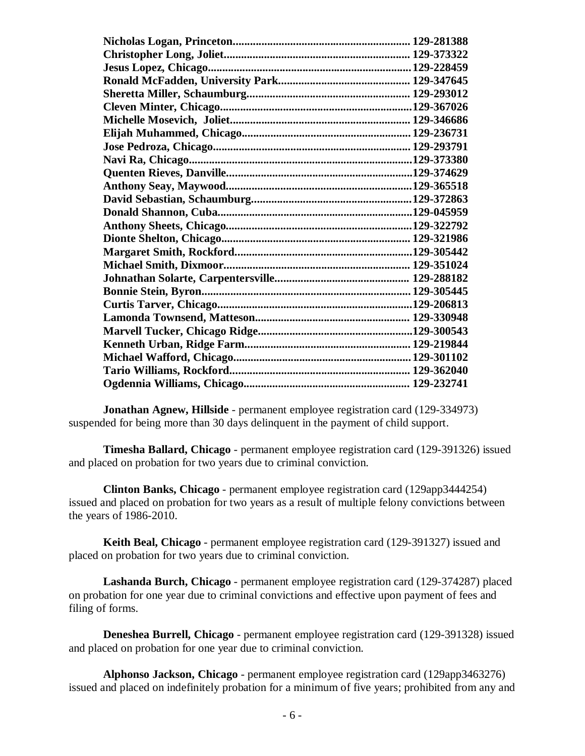**Nicholas Logan, Princeton............................................................ 129-281388**
**Christopher Long, Joliet................................................................ 129-373322**
**Jesus Lopez, Chicago......................................................................129-228459**
**Ronald McFadden, University Park............................................. 129-347645**
**Sheretta Miller, Schaumburg........................................................ 129-293012**
**Cleven Minter, Chicago..................................................................129-367026**
**Michelle Mosevich, Joliet.............................................................. 129-346686**
**Elijah Muhammed, Chicago.......................................................... 129-236731**
**Jose Pedroza, Chicago.................................................................... 129-293791**
**Navi Ra, Chicago.............................................................................129-373380**
**Quenten Rieves, Danville................................................................129-374629**
**Anthony Seay, Maywood................................................................129-365518**
**David Sebastian, Schaumburg.......................................................129-372863**
**Donald Shannon, Cuba...................................................................129-045959**
**Anthony Sheets, Chicago................................................................129-322792**
**Dionte Shelton, Chicago................................................................. 129-321986**
**Margaret Smith, Rockford.............................................................129-305442**
**Michael Smith, Dixmoor................................................................ 129-351024**
**Johnathan Solarte, Carpentersville.............................................. 129-288182**
**Bonnie Stein, Byron........................................................................ 129-305445**
**Curtis Tarver, Chicago...................................................................129-206813**
**Lamonda Townsend, Matteson..................................................... 129-330948**
**Marvell Tucker, Chicago Ridge.....................................................129-300543**
**Kenneth Urban, Ridge Farm......................................................... 129-219844**
**Michael Wafford, Chicago............................................................. 129-301102**
**Tario Williams, Rockford.............................................................. 129-362040**
**Ogdennia Williams, Chicago......................................................... 129-232741**

**Jonathan Agnew, Hillside** - permanent employee registration card (129-334973) suspended for being more than 30 days delinquent in the payment of child support.

**Timesha Ballard, Chicago** - permanent employee registration card (129-391326) issued and placed on probation for two years due to criminal conviction.

**Clinton Banks, Chicago** - permanent employee registration card (129app3444254) issued and placed on probation for two years as a result of multiple felony convictions between the years of 1986-2010.

**Keith Beal, Chicago** - permanent employee registration card (129-391327) issued and placed on probation for two years due to criminal conviction.

**Lashanda Burch, Chicago** - permanent employee registration card (129-374287) placed on probation for one year due to criminal convictions and effective upon payment of fees and filing of forms.

**Deneshea Burrell, Chicago** - permanent employee registration card (129-391328) issued and placed on probation for one year due to criminal conviction.

**Alphonso Jackson, Chicago** - permanent employee registration card (129app3463276) issued and placed on indefinitely probation for a minimum of five years; prohibited from any and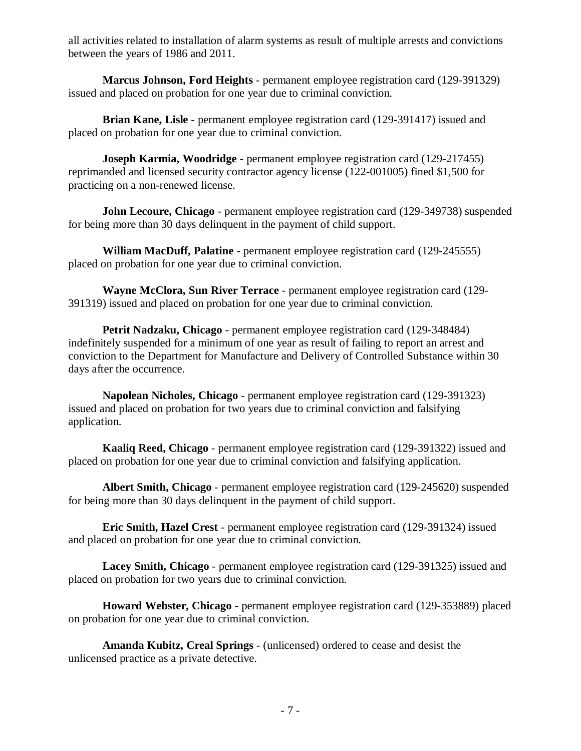all activities related to installation of alarm systems as result of multiple arrests and convictions between the years of 1986 and 2011.

**Marcus Johnson, Ford Heights** - permanent employee registration card (129-391329) issued and placed on probation for one year due to criminal conviction.

**Brian Kane, Lisle** - permanent employee registration card (129-391417) issued and placed on probation for one year due to criminal conviction.

**Joseph Karmia, Woodridge** - permanent employee registration card (129-217455) reprimanded and licensed security contractor agency license (122-001005) fined $1,500 for practicing on a non-renewed license.

**John Lecoure, Chicago** - permanent employee registration card (129-349738) suspended for being more than 30 days delinquent in the payment of child support.

**William MacDuff, Palatine** - permanent employee registration card (129-245555) placed on probation for one year due to criminal conviction.

**Wayne McClora, Sun River Terrace** - permanent employee registration card (129-391319) issued and placed on probation for one year due to criminal conviction.

**Petrit Nadzaku, Chicago** - permanent employee registration card (129-348484) indefinitely suspended for a minimum of one year as result of failing to report an arrest and conviction to the Department for Manufacture and Delivery of Controlled Substance within 30 days after the occurrence.

**Napolean Nicholes, Chicago** - permanent employee registration card (129-391323) issued and placed on probation for two years due to criminal conviction and falsifying application.

**Kaaliq Reed, Chicago** - permanent employee registration card (129-391322) issued and placed on probation for one year due to criminal conviction and falsifying application.

**Albert Smith, Chicago** - permanent employee registration card (129-245620) suspended for being more than 30 days delinquent in the payment of child support.

**Eric Smith, Hazel Crest** - permanent employee registration card (129-391324) issued and placed on probation for one year due to criminal conviction.

**Lacey Smith, Chicago** - permanent employee registration card (129-391325) issued and placed on probation for two years due to criminal conviction.

**Howard Webster, Chicago** - permanent employee registration card (129-353889) placed on probation for one year due to criminal conviction.

**Amanda Kubitz, Creal Springs** - (unlicensed) ordered to cease and desist the unlicensed practice as a private detective.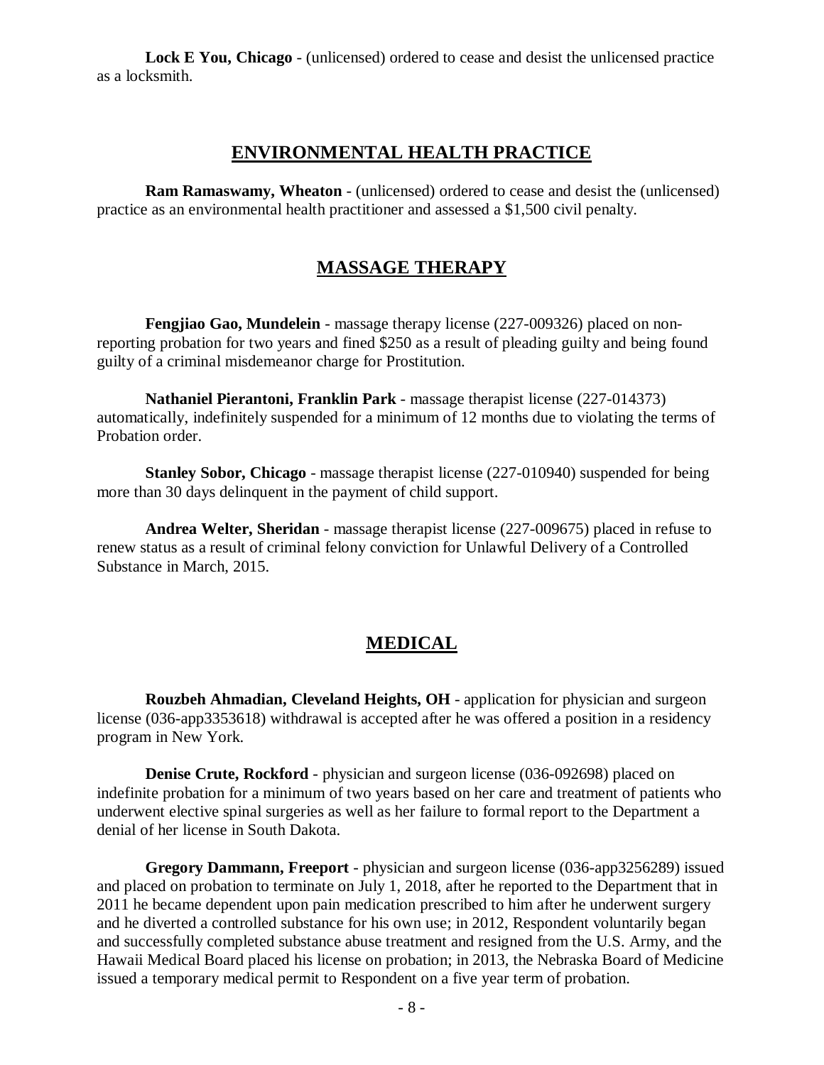**Lock E You, Chicago** - (unlicensed) ordered to cease and desist the unlicensed practice as a locksmith.

## ENVIRONMENTAL HEALTH PRACTICE

**Ram Ramaswamy, Wheaton** - (unlicensed) ordered to cease and desist the (unlicensed) practice as an environmental health practitioner and assessed a $1,500 civil penalty.

## MASSAGE THERAPY

**Fengjiao Gao, Mundelein** - massage therapy license (227-009326) placed on non-reporting probation for two years and fined $250 as a result of pleading guilty and being found guilty of a criminal misdemeanor charge for Prostitution.

**Nathaniel Pierantoni, Franklin Park** - massage therapist license (227-014373) automatically, indefinitely suspended for a minimum of 12 months due to violating the terms of Probation order.

**Stanley Sobor, Chicago** - massage therapist license (227-010940) suspended for being more than 30 days delinquent in the payment of child support.

**Andrea Welter, Sheridan** - massage therapist license (227-009675) placed in refuse to renew status as a result of criminal felony conviction for Unlawful Delivery of a Controlled Substance in March, 2015.

## MEDICAL

**Rouzbeh Ahmadian, Cleveland Heights, OH** - application for physician and surgeon license (036-app3353618) withdrawal is accepted after he was offered a position in a residency program in New York.

**Denise Crute, Rockford** - physician and surgeon license (036-092698) placed on indefinite probation for a minimum of two years based on her care and treatment of patients who underwent elective spinal surgeries as well as her failure to formal report to the Department a denial of her license in South Dakota.

**Gregory Dammann, Freeport** - physician and surgeon license (036-app3256289) issued and placed on probation to terminate on July 1, 2018, after he reported to the Department that in 2011 he became dependent upon pain medication prescribed to him after he underwent surgery and he diverted a controlled substance for his own use; in 2012, Respondent voluntarily began and successfully completed substance abuse treatment and resigned from the U.S. Army, and the Hawaii Medical Board placed his license on probation; in 2013, the Nebraska Board of Medicine issued a temporary medical permit to Respondent on a five year term of probation.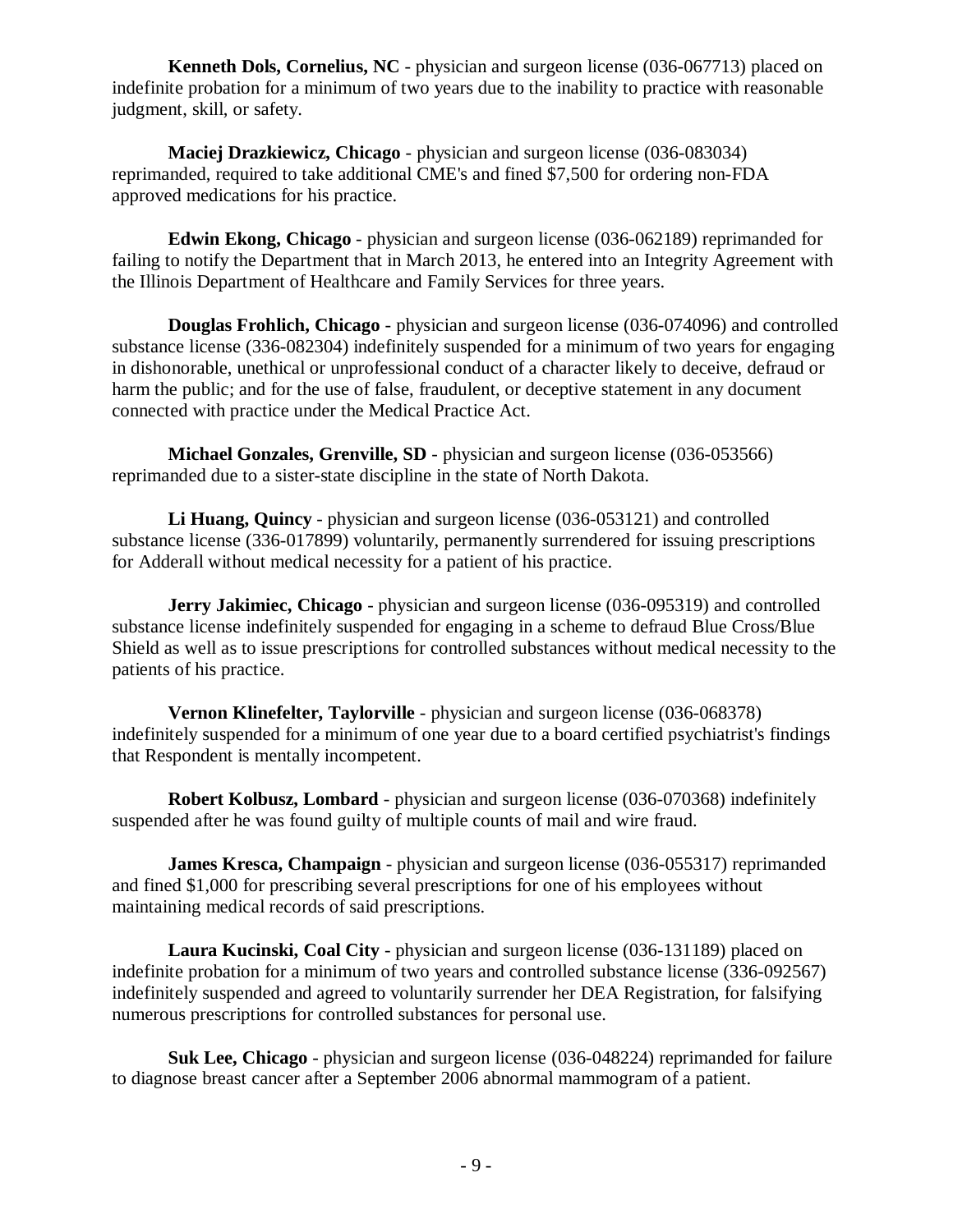**Kenneth Dols, Cornelius, NC** - physician and surgeon license (036-067713) placed on indefinite probation for a minimum of two years due to the inability to practice with reasonable judgment, skill, or safety.

**Maciej Drazkiewicz, Chicago** - physician and surgeon license (036-083034) reprimanded, required to take additional CME's and fined $7,500 for ordering non-FDA approved medications for his practice.

**Edwin Ekong, Chicago** - physician and surgeon license (036-062189) reprimanded for failing to notify the Department that in March 2013, he entered into an Integrity Agreement with the Illinois Department of Healthcare and Family Services for three years.

**Douglas Frohlich, Chicago** - physician and surgeon license (036-074096) and controlled substance license (336-082304) indefinitely suspended for a minimum of two years for engaging in dishonorable, unethical or unprofessional conduct of a character likely to deceive, defraud or harm the public; and for the use of false, fraudulent, or deceptive statement in any document connected with practice under the Medical Practice Act.

**Michael Gonzales, Grenville, SD** - physician and surgeon license (036-053566) reprimanded due to a sister-state discipline in the state of North Dakota.

**Li Huang, Quincy** - physician and surgeon license (036-053121) and controlled substance license (336-017899) voluntarily, permanently surrendered for issuing prescriptions for Adderall without medical necessity for a patient of his practice.

**Jerry Jakimiec, Chicago** - physician and surgeon license (036-095319) and controlled substance license indefinitely suspended for engaging in a scheme to defraud Blue Cross/Blue Shield as well as to issue prescriptions for controlled substances without medical necessity to the patients of his practice.

**Vernon Klinefelter, Taylorville** - physician and surgeon license (036-068378) indefinitely suspended for a minimum of one year due to a board certified psychiatrist's findings that Respondent is mentally incompetent.

**Robert Kolbusz, Lombard** - physician and surgeon license (036-070368) indefinitely suspended after he was found guilty of multiple counts of mail and wire fraud.

**James Kresca, Champaign** - physician and surgeon license (036-055317) reprimanded and fined $1,000 for prescribing several prescriptions for one of his employees without maintaining medical records of said prescriptions.

**Laura Kucinski, Coal City** - physician and surgeon license (036-131189) placed on indefinite probation for a minimum of two years and controlled substance license (336-092567) indefinitely suspended and agreed to voluntarily surrender her DEA Registration, for falsifying numerous prescriptions for controlled substances for personal use.

**Suk Lee, Chicago** - physician and surgeon license (036-048224) reprimanded for failure to diagnose breast cancer after a September 2006 abnormal mammogram of a patient.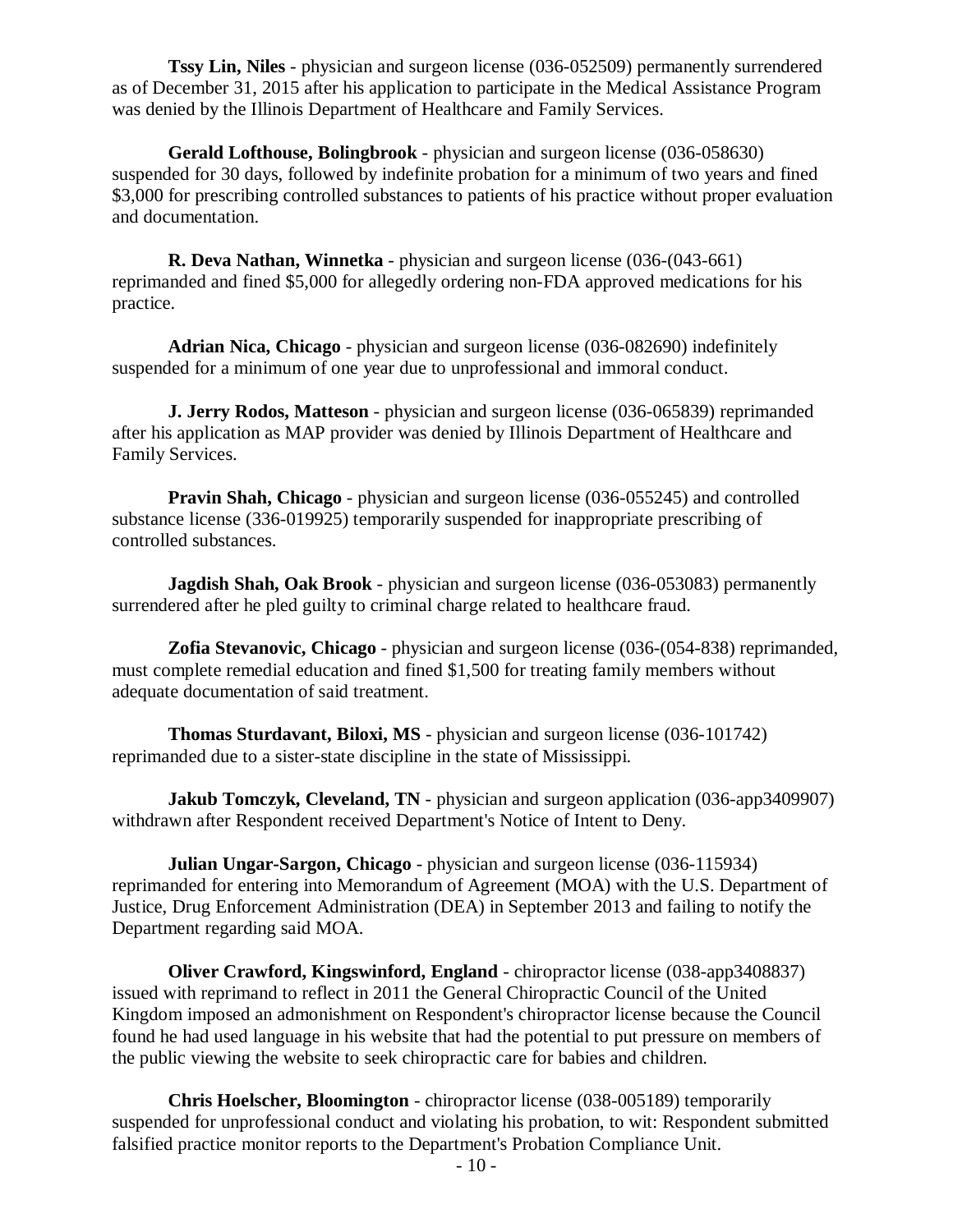**Tssy Lin, Niles** - physician and surgeon license (036-052509) permanently surrendered as of December 31, 2015 after his application to participate in the Medical Assistance Program was denied by the Illinois Department of Healthcare and Family Services.

**Gerald Lofthouse, Bolingbrook** - physician and surgeon license (036-058630) suspended for 30 days, followed by indefinite probation for a minimum of two years and fined $3,000 for prescribing controlled substances to patients of his practice without proper evaluation and documentation.

**R. Deva Nathan, Winnetka** - physician and surgeon license (036-(043-661) reprimanded and fined $5,000 for allegedly ordering non-FDA approved medications for his practice.

**Adrian Nica, Chicago** - physician and surgeon license (036-082690) indefinitely suspended for a minimum of one year due to unprofessional and immoral conduct.

**J. Jerry Rodos, Matteson** - physician and surgeon license (036-065839) reprimanded after his application as MAP provider was denied by Illinois Department of Healthcare and Family Services.

**Pravin Shah, Chicago** - physician and surgeon license (036-055245) and controlled substance license (336-019925) temporarily suspended for inappropriate prescribing of controlled substances.

**Jagdish Shah, Oak Brook** - physician and surgeon license (036-053083) permanently surrendered after he pled guilty to criminal charge related to healthcare fraud.

**Zofia Stevanovic, Chicago** - physician and surgeon license (036-(054-838) reprimanded, must complete remedial education and fined $1,500 for treating family members without adequate documentation of said treatment.

**Thomas Sturdavant, Biloxi, MS** - physician and surgeon license (036-101742) reprimanded due to a sister-state discipline in the state of Mississippi.

**Jakub Tomczyk, Cleveland, TN** - physician and surgeon application (036-app3409907) withdrawn after Respondent received Department's Notice of Intent to Deny.

**Julian Ungar-Sargon, Chicago** - physician and surgeon license (036-115934) reprimanded for entering into Memorandum of Agreement (MOA) with the U.S. Department of Justice, Drug Enforcement Administration (DEA) in September 2013 and failing to notify the Department regarding said MOA.

**Oliver Crawford, Kingswinford, England** - chiropractor license (038-app3408837) issued with reprimand to reflect in 2011 the General Chiropractic Council of the United Kingdom imposed an admonishment on Respondent's chiropractor license because the Council found he had used language in his website that had the potential to put pressure on members of the public viewing the website to seek chiropractic care for babies and children.

**Chris Hoelscher, Bloomington** - chiropractor license (038-005189) temporarily suspended for unprofessional conduct and violating his probation, to wit: Respondent submitted falsified practice monitor reports to the Department's Probation Compliance Unit.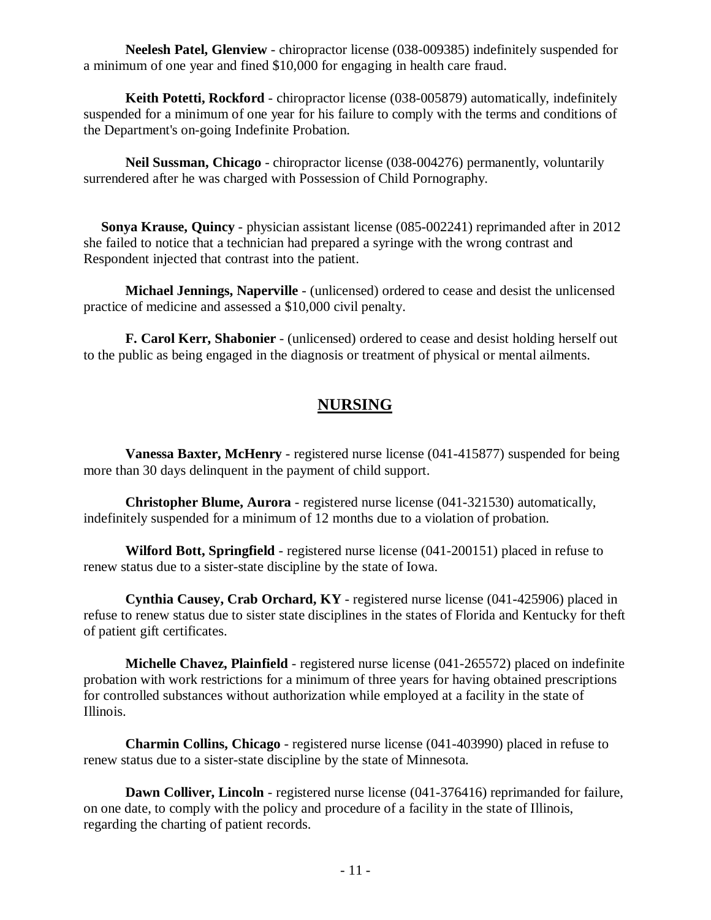**Neelesh Patel, Glenview** - chiropractor license (038-009385) indefinitely suspended for a minimum of one year and fined $10,000 for engaging in health care fraud.

**Keith Potetti, Rockford** - chiropractor license (038-005879) automatically, indefinitely suspended for a minimum of one year for his failure to comply with the terms and conditions of the Department's on-going Indefinite Probation.

**Neil Sussman, Chicago** - chiropractor license (038-004276) permanently, voluntarily surrendered after he was charged with Possession of Child Pornography.

**Sonya Krause, Quincy** - physician assistant license (085-002241) reprimanded after in 2012 she failed to notice that a technician had prepared a syringe with the wrong contrast and Respondent injected that contrast into the patient.

**Michael Jennings, Naperville** - (unlicensed) ordered to cease and desist the unlicensed practice of medicine and assessed a $10,000 civil penalty.

**F. Carol Kerr, Shabonier** - (unlicensed) ordered to cease and desist holding herself out to the public as being engaged in the diagnosis or treatment of physical or mental ailments.

## NURSING

**Vanessa Baxter, McHenry** - registered nurse license (041-415877) suspended for being more than 30 days delinquent in the payment of child support.

**Christopher Blume, Aurora** - registered nurse license (041-321530) automatically, indefinitely suspended for a minimum of 12 months due to a violation of probation.

**Wilford Bott, Springfield** - registered nurse license (041-200151) placed in refuse to renew status due to a sister-state discipline by the state of Iowa.

**Cynthia Causey, Crab Orchard, KY** - registered nurse license (041-425906) placed in refuse to renew status due to sister state disciplines in the states of Florida and Kentucky for theft of patient gift certificates.

**Michelle Chavez, Plainfield** - registered nurse license (041-265572) placed on indefinite probation with work restrictions for a minimum of three years for having obtained prescriptions for controlled substances without authorization while employed at a facility in the state of Illinois.

**Charmin Collins, Chicago** - registered nurse license (041-403990) placed in refuse to renew status due to a sister-state discipline by the state of Minnesota.

**Dawn Colliver, Lincoln** - registered nurse license (041-376416) reprimanded for failure, on one date, to comply with the policy and procedure of a facility in the state of Illinois, regarding the charting of patient records.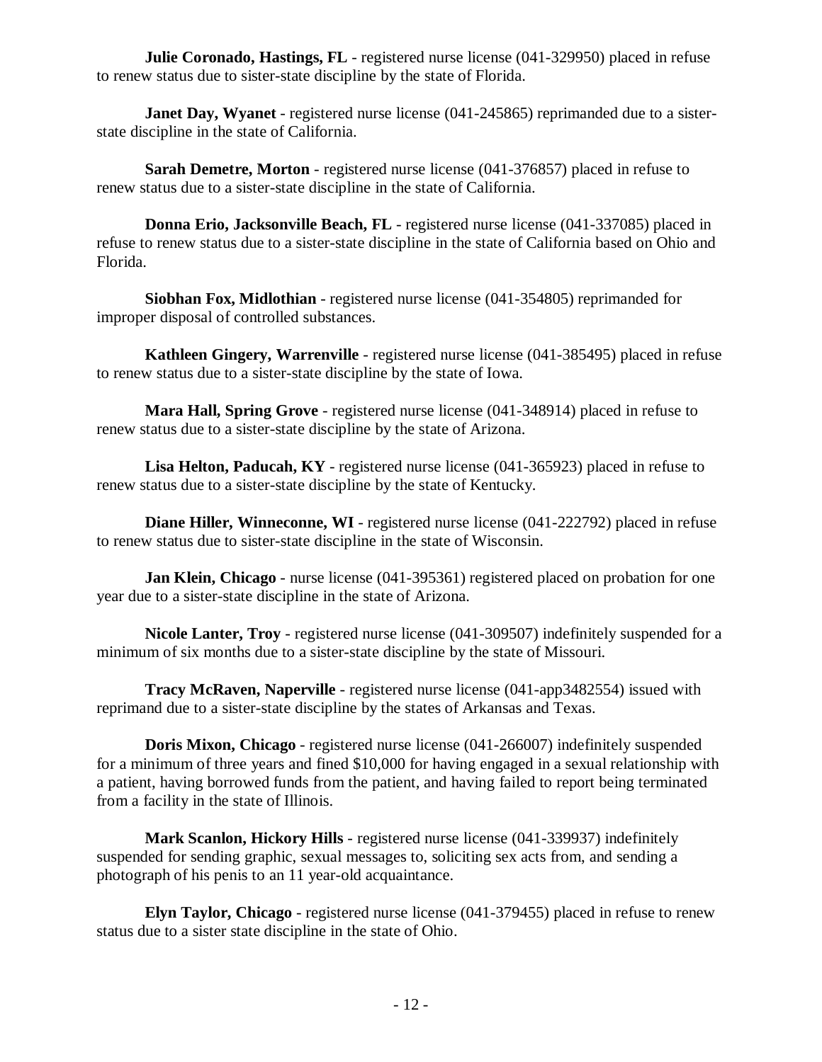**Julie Coronado, Hastings, FL** - registered nurse license (041-329950) placed in refuse to renew status due to sister-state discipline by the state of Florida.

**Janet Day, Wyanet** - registered nurse license (041-245865) reprimanded due to a sister-state discipline in the state of California.

**Sarah Demetre, Morton** - registered nurse license (041-376857) placed in refuse to renew status due to a sister-state discipline in the state of California.

**Donna Erio, Jacksonville Beach, FL** - registered nurse license (041-337085) placed in refuse to renew status due to a sister-state discipline in the state of California based on Ohio and Florida.

**Siobhan Fox, Midlothian** - registered nurse license (041-354805) reprimanded for improper disposal of controlled substances.

**Kathleen Gingery, Warrenville** - registered nurse license (041-385495) placed in refuse to renew status due to a sister-state discipline by the state of Iowa.

**Mara Hall, Spring Grove** - registered nurse license (041-348914) placed in refuse to renew status due to a sister-state discipline by the state of Arizona.

**Lisa Helton, Paducah, KY** - registered nurse license (041-365923) placed in refuse to renew status due to a sister-state discipline by the state of Kentucky.

**Diane Hiller, Winneconne, WI** - registered nurse license (041-222792) placed in refuse to renew status due to sister-state discipline in the state of Wisconsin.

**Jan Klein, Chicago** - nurse license (041-395361) registered placed on probation for one year due to a sister-state discipline in the state of Arizona.

**Nicole Lanter, Troy** - registered nurse license (041-309507) indefinitely suspended for a minimum of six months due to a sister-state discipline by the state of Missouri.

**Tracy McRaven, Naperville** - registered nurse license (041-app3482554) issued with reprimand due to a sister-state discipline by the states of Arkansas and Texas.

**Doris Mixon, Chicago** - registered nurse license (041-266007) indefinitely suspended for a minimum of three years and fined $10,000 for having engaged in a sexual relationship with a patient, having borrowed funds from the patient, and having failed to report being terminated from a facility in the state of Illinois.

**Mark Scanlon, Hickory Hills** - registered nurse license (041-339937) indefinitely suspended for sending graphic, sexual messages to, soliciting sex acts from, and sending a photograph of his penis to an 11 year-old acquaintance.

**Elyn Taylor, Chicago** - registered nurse license (041-379455) placed in refuse to renew status due to a sister state discipline in the state of Ohio.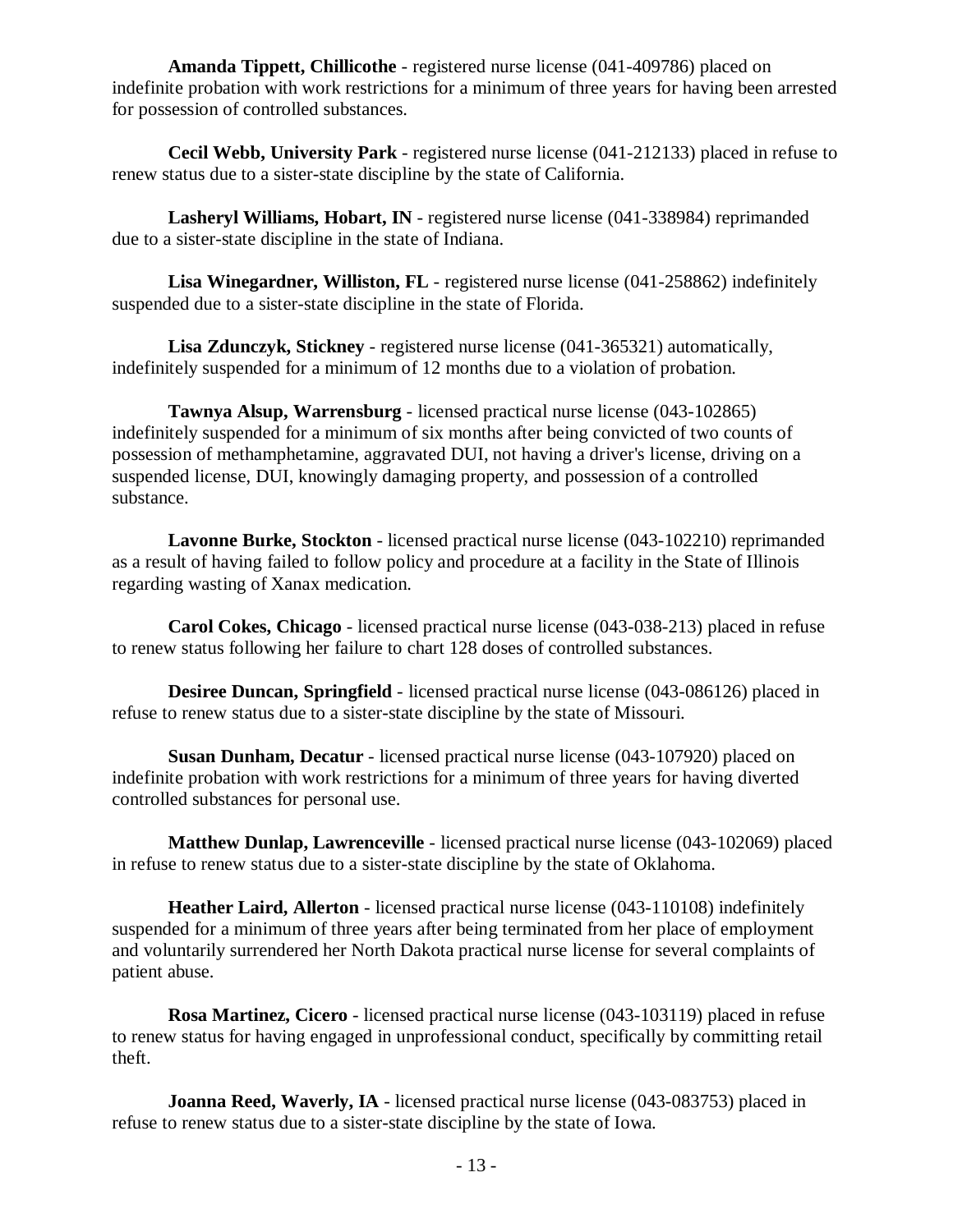**Amanda Tippett, Chillicothe** - registered nurse license (041-409786) placed on indefinite probation with work restrictions for a minimum of three years for having been arrested for possession of controlled substances.

**Cecil Webb, University Park** - registered nurse license (041-212133) placed in refuse to renew status due to a sister-state discipline by the state of California.

**Lasheryl Williams, Hobart, IN** - registered nurse license (041-338984) reprimanded due to a sister-state discipline in the state of Indiana.

**Lisa Winegardner, Williston, FL** - registered nurse license (041-258862) indefinitely suspended due to a sister-state discipline in the state of Florida.

**Lisa Zdunczyk, Stickney** - registered nurse license (041-365321) automatically, indefinitely suspended for a minimum of 12 months due to a violation of probation.

**Tawnya Alsup, Warrensburg** - licensed practical nurse license (043-102865) indefinitely suspended for a minimum of six months after being convicted of two counts of possession of methamphetamine, aggravated DUI, not having a driver's license, driving on a suspended license, DUI, knowingly damaging property, and possession of a controlled substance.

**Lavonne Burke, Stockton** - licensed practical nurse license (043-102210) reprimanded as a result of having failed to follow policy and procedure at a facility in the State of Illinois regarding wasting of Xanax medication.

**Carol Cokes, Chicago** - licensed practical nurse license (043-038-213) placed in refuse to renew status following her failure to chart 128 doses of controlled substances.

**Desiree Duncan, Springfield** - licensed practical nurse license (043-086126) placed in refuse to renew status due to a sister-state discipline by the state of Missouri.

**Susan Dunham, Decatur** - licensed practical nurse license (043-107920) placed on indefinite probation with work restrictions for a minimum of three years for having diverted controlled substances for personal use.

**Matthew Dunlap, Lawrenceville** - licensed practical nurse license (043-102069) placed in refuse to renew status due to a sister-state discipline by the state of Oklahoma.

**Heather Laird, Allerton** - licensed practical nurse license (043-110108) indefinitely suspended for a minimum of three years after being terminated from her place of employment and voluntarily surrendered her North Dakota practical nurse license for several complaints of patient abuse.

**Rosa Martinez, Cicero** - licensed practical nurse license (043-103119) placed in refuse to renew status for having engaged in unprofessional conduct, specifically by committing retail theft.

**Joanna Reed, Waverly, IA** - licensed practical nurse license (043-083753) placed in refuse to renew status due to a sister-state discipline by the state of Iowa.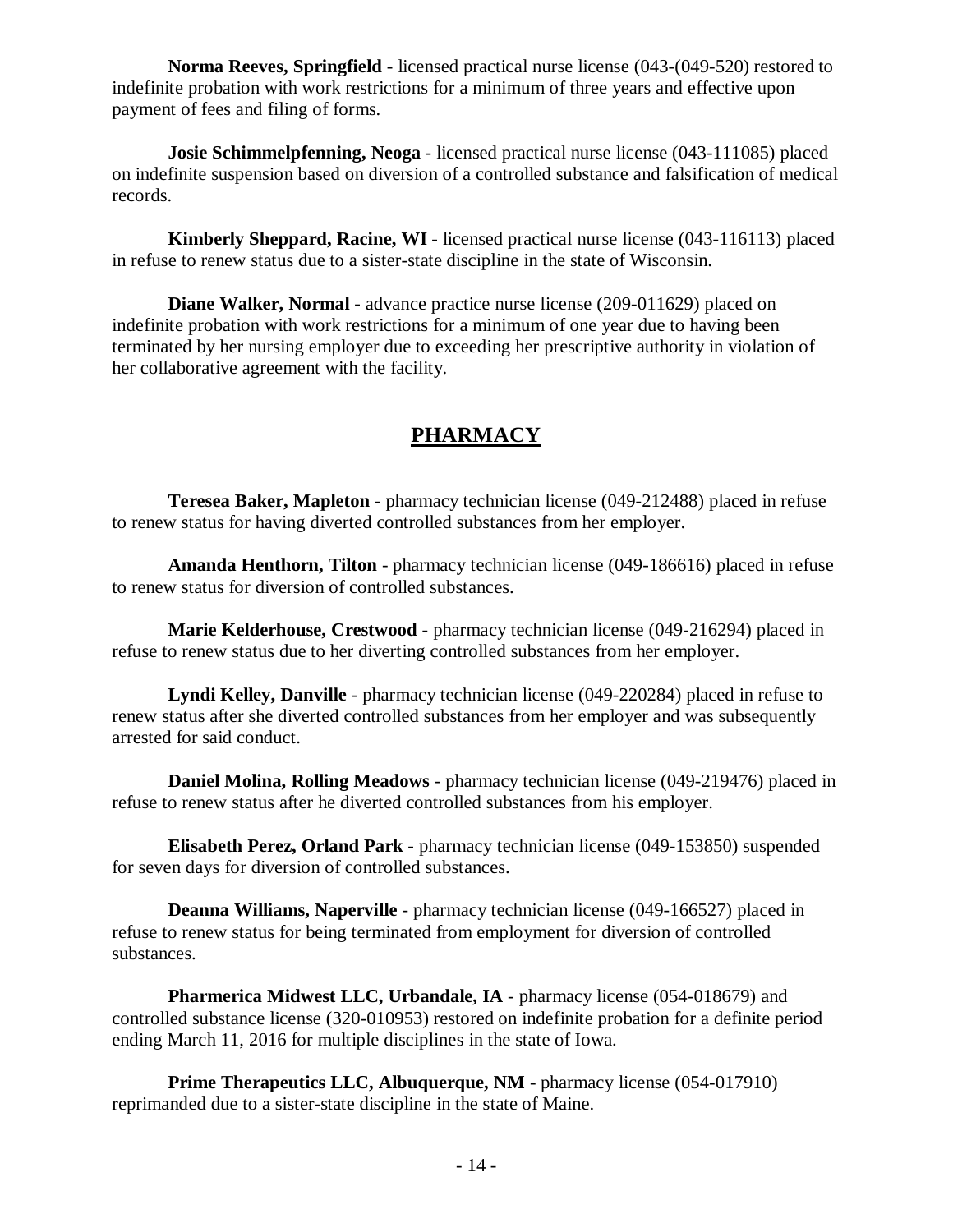**Norma Reeves, Springfield** - licensed practical nurse license (043-(049-520) restored to indefinite probation with work restrictions for a minimum of three years and effective upon payment of fees and filing of forms.

**Josie Schimmelpfenning, Neoga** - licensed practical nurse license (043-111085) placed on indefinite suspension based on diversion of a controlled substance and falsification of medical records.

**Kimberly Sheppard, Racine, WI** - licensed practical nurse license (043-116113) placed in refuse to renew status due to a sister-state discipline in the state of Wisconsin.

**Diane Walker, Normal -** advance practice nurse license (209-011629) placed on indefinite probation with work restrictions for a minimum of one year due to having been terminated by her nursing employer due to exceeding her prescriptive authority in violation of her collaborative agreement with the facility.

## PHARMACY

**Teresea Baker, Mapleton** - pharmacy technician license (049-212488) placed in refuse to renew status for having diverted controlled substances from her employer.

**Amanda Henthorn, Tilton** - pharmacy technician license (049-186616) placed in refuse to renew status for diversion of controlled substances.

**Marie Kelderhouse, Crestwood** - pharmacy technician license (049-216294) placed in refuse to renew status due to her diverting controlled substances from her employer.

**Lyndi Kelley, Danville** - pharmacy technician license (049-220284) placed in refuse to renew status after she diverted controlled substances from her employer and was subsequently arrested for said conduct.

**Daniel Molina, Rolling Meadows** - pharmacy technician license (049-219476) placed in refuse to renew status after he diverted controlled substances from his employer.

**Elisabeth Perez, Orland Park** - pharmacy technician license (049-153850) suspended for seven days for diversion of controlled substances.

**Deanna Williams, Naperville** - pharmacy technician license (049-166527) placed in refuse to renew status for being terminated from employment for diversion of controlled substances.

**Pharmerica Midwest LLC, Urbandale, IA** - pharmacy license (054-018679) and controlled substance license (320-010953) restored on indefinite probation for a definite period ending March 11, 2016 for multiple disciplines in the state of Iowa.

**Prime Therapeutics LLC, Albuquerque, NM** - pharmacy license (054-017910) reprimanded due to a sister-state discipline in the state of Maine.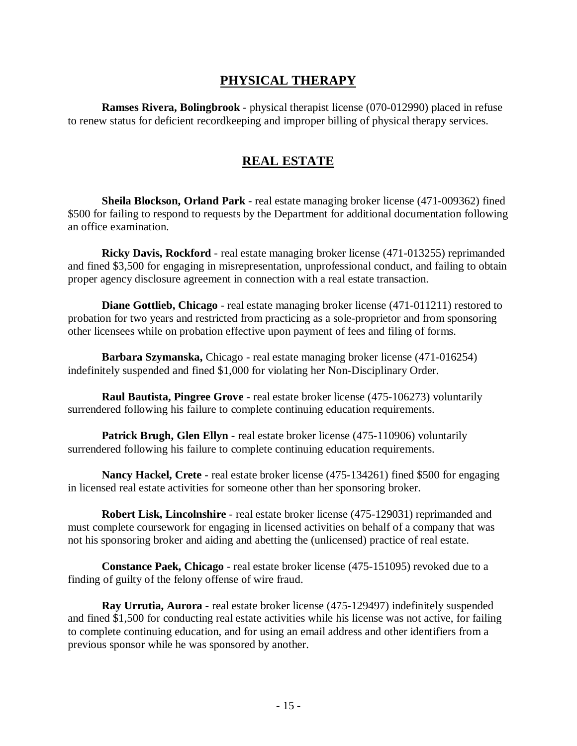## PHYSICAL THERAPY

**Ramses Rivera, Bolingbrook** - physical therapist license (070-012990) placed in refuse to renew status for deficient recordkeeping and improper billing of physical therapy services.

## REAL ESTATE

**Sheila Blockson, Orland Park** - real estate managing broker license (471-009362) fined $500 for failing to respond to requests by the Department for additional documentation following an office examination.

**Ricky Davis, Rockford** - real estate managing broker license (471-013255) reprimanded and fined $3,500 for engaging in misrepresentation, unprofessional conduct, and failing to obtain proper agency disclosure agreement in connection with a real estate transaction.

**Diane Gottlieb, Chicago** - real estate managing broker license (471-011211) restored to probation for two years and restricted from practicing as a sole-proprietor and from sponsoring other licensees while on probation effective upon payment of fees and filing of forms.

**Barbara Szymanska,** Chicago - real estate managing broker license (471-016254) indefinitely suspended and fined $1,000 for violating her Non-Disciplinary Order.

**Raul Bautista, Pingree Grove** - real estate broker license (475-106273) voluntarily surrendered following his failure to complete continuing education requirements.

**Patrick Brugh, Glen Ellyn** - real estate broker license (475-110906) voluntarily surrendered following his failure to complete continuing education requirements.

**Nancy Hackel, Crete** - real estate broker license (475-134261) fined $500 for engaging in licensed real estate activities for someone other than her sponsoring broker.

**Robert Lisk, Lincolnshire** - real estate broker license (475-129031) reprimanded and must complete coursework for engaging in licensed activities on behalf of a company that was not his sponsoring broker and aiding and abetting the (unlicensed) practice of real estate.

**Constance Paek, Chicago** - real estate broker license (475-151095) revoked due to a finding of guilty of the felony offense of wire fraud.

**Ray Urrutia, Aurora** - real estate broker license (475-129497) indefinitely suspended and fined $1,500 for conducting real estate activities while his license was not active, for failing to complete continuing education, and for using an email address and other identifiers from a previous sponsor while he was sponsored by another.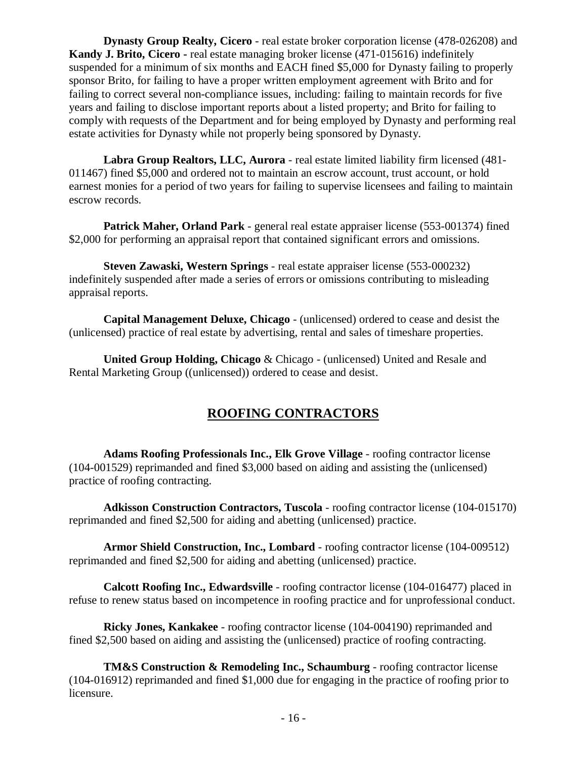**Dynasty Group Realty, Cicero** - real estate broker corporation license (478-026208) and **Kandy J. Brito, Cicero -** real estate managing broker license (471-015616) indefinitely suspended for a minimum of six months and EACH fined $5,000 for Dynasty failing to properly sponsor Brito, for failing to have a proper written employment agreement with Brito and for failing to correct several non-compliance issues, including: failing to maintain records for five years and failing to disclose important reports about a listed property; and Brito for failing to comply with requests of the Department and for being employed by Dynasty and performing real estate activities for Dynasty while not properly being sponsored by Dynasty.

**Labra Group Realtors, LLC, Aurora** - real estate limited liability firm licensed (481-011467) fined $5,000 and ordered not to maintain an escrow account, trust account, or hold earnest monies for a period of two years for failing to supervise licensees and failing to maintain escrow records.

**Patrick Maher, Orland Park** - general real estate appraiser license (553-001374) fined $2,000 for performing an appraisal report that contained significant errors and omissions.

**Steven Zawaski, Western Springs** - real estate appraiser license (553-000232) indefinitely suspended after made a series of errors or omissions contributing to misleading appraisal reports.

**Capital Management Deluxe, Chicago** - (unlicensed) ordered to cease and desist the (unlicensed) practice of real estate by advertising, rental and sales of timeshare properties.

**United Group Holding, Chicago** & Chicago - (unlicensed) United and Resale and Rental Marketing Group ((unlicensed)) ordered to cease and desist.

## ROOFING CONTRACTORS

**Adams Roofing Professionals Inc., Elk Grove Village** - roofing contractor license (104-001529) reprimanded and fined $3,000 based on aiding and assisting the (unlicensed) practice of roofing contracting.

**Adkisson Construction Contractors, Tuscola** - roofing contractor license (104-015170) reprimanded and fined $2,500 for aiding and abetting (unlicensed) practice.

**Armor Shield Construction, Inc., Lombard** - roofing contractor license (104-009512) reprimanded and fined $2,500 for aiding and abetting (unlicensed) practice.

**Calcott Roofing Inc., Edwardsville** - roofing contractor license (104-016477) placed in refuse to renew status based on incompetence in roofing practice and for unprofessional conduct.

**Ricky Jones, Kankakee** - roofing contractor license (104-004190) reprimanded and fined $2,500 based on aiding and assisting the (unlicensed) practice of roofing contracting.

**TM&S Construction & Remodeling Inc., Schaumburg** - roofing contractor license (104-016912) reprimanded and fined $1,000 due for engaging in the practice of roofing prior to licensure.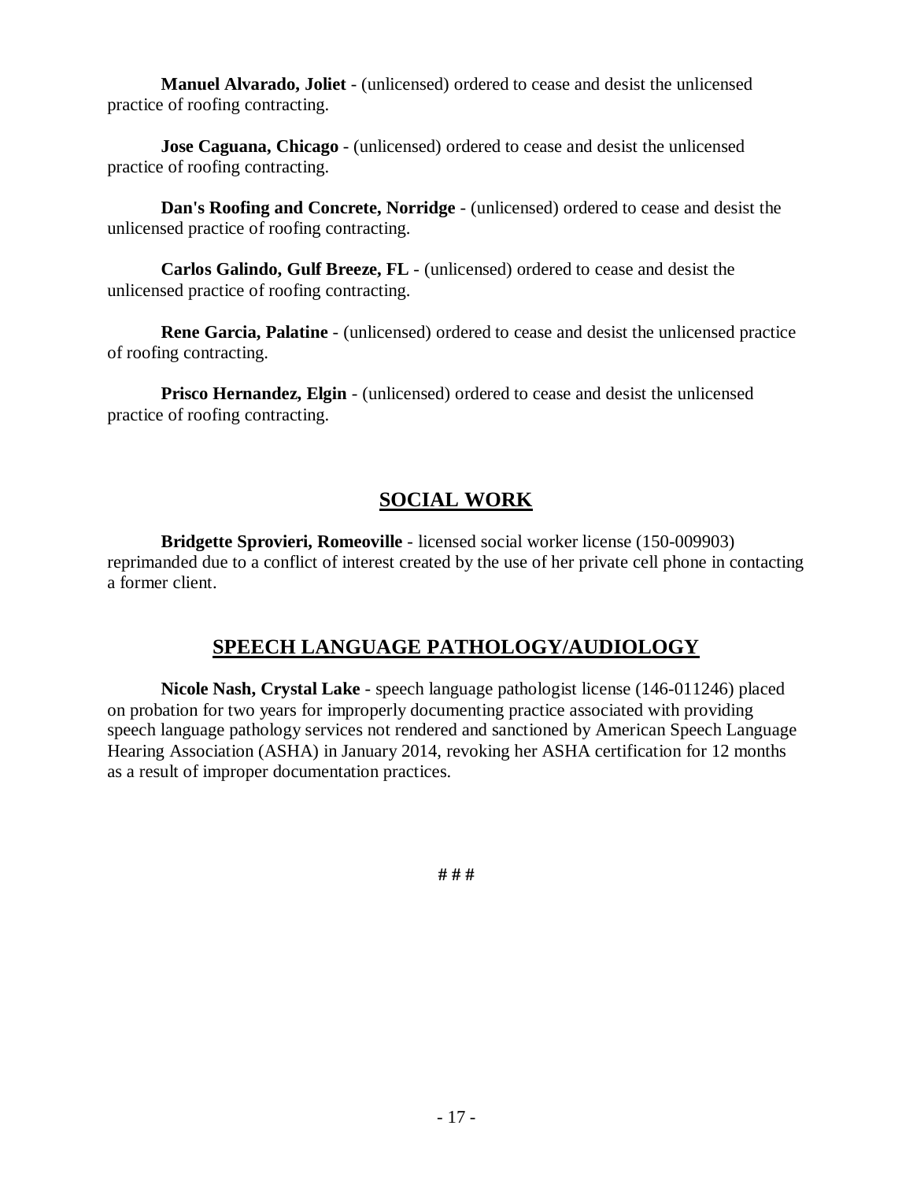**Manuel Alvarado, Joliet** - (unlicensed) ordered to cease and desist the unlicensed practice of roofing contracting.

**Jose Caguana, Chicago** - (unlicensed) ordered to cease and desist the unlicensed practice of roofing contracting.

**Dan's Roofing and Concrete, Norridge** - (unlicensed) ordered to cease and desist the unlicensed practice of roofing contracting.

**Carlos Galindo, Gulf Breeze, FL** - (unlicensed) ordered to cease and desist the unlicensed practice of roofing contracting.

**Rene Garcia, Palatine** - (unlicensed) ordered to cease and desist the unlicensed practice of roofing contracting.

**Prisco Hernandez, Elgin** - (unlicensed) ordered to cease and desist the unlicensed practice of roofing contracting.

## SOCIAL WORK

**Bridgette Sprovieri, Romeoville** - licensed social worker license (150-009903) reprimanded due to a conflict of interest created by the use of her private cell phone in contacting a former client.

## SPEECH LANGUAGE PATHOLOGY/AUDIOLOGY

**Nicole Nash, Crystal Lake** - speech language pathologist license (146-011246) placed on probation for two years for improperly documenting practice associated with providing speech language pathology services not rendered and sanctioned by American Speech Language Hearing Association (ASHA) in January 2014, revoking her ASHA certification for 12 months as a result of improper documentation practices.

# # #